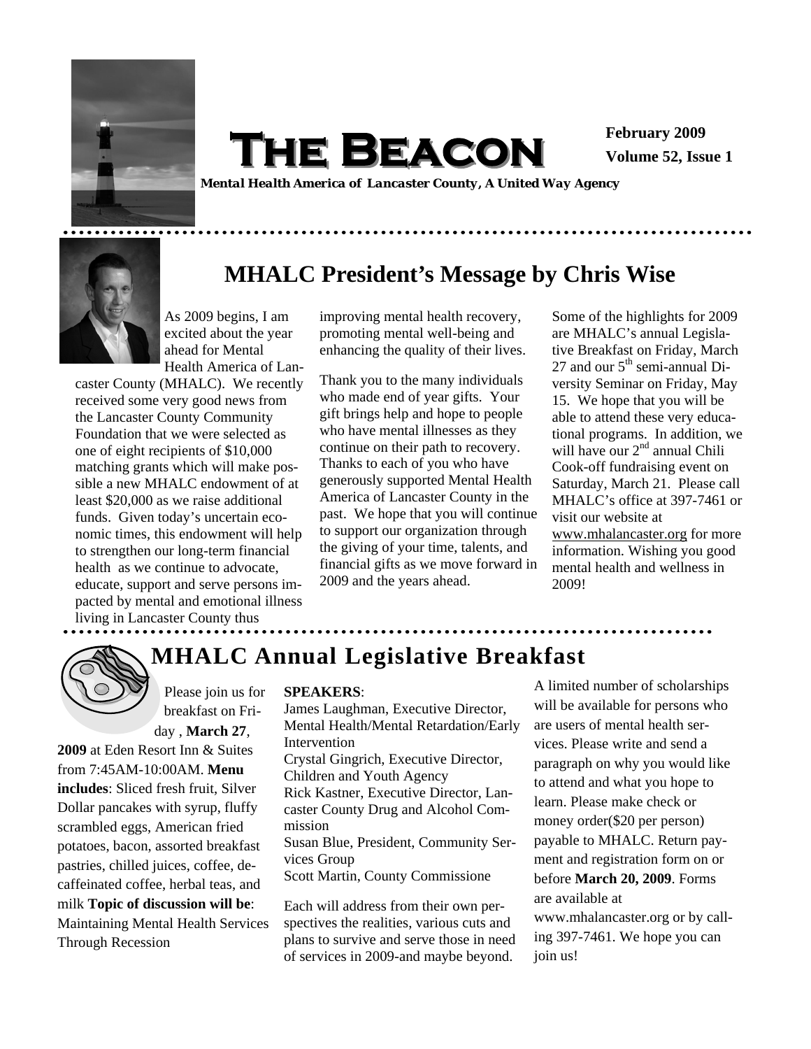# THE BEACON

**February 2009**
**Volume 52, Issue 1**

***Mental Health America of Lancaster County, A United Way Agency***

## MHALC President's Message by Chris Wise

As 2009 begins, I am excited about the year ahead for Mental Health America of Lancaster County (MHALC). We recently received some very good news from the Lancaster County Community Foundation that we were selected as one of eight recipients of $10,000 matching grants which will make possible a new MHALC endowment of at least $20,000 as we raise additional funds. Given today's uncertain economic times, this endowment will help to strengthen our long-term financial health as we continue to advocate, educate, support and serve persons impacted by mental and emotional illness living in Lancaster County thus improving mental health recovery, promoting mental well-being and enhancing the quality of their lives.

Thank you to the many individuals who made end of year gifts. Your gift brings help and hope to people who have mental illnesses as they continue on their path to recovery. Thanks to each of you who have generously supported Mental Health America of Lancaster County in the past. We hope that you will continue to support our organization through the giving of your time, talents, and financial gifts as we move forward in 2009 and the years ahead.

Some of the highlights for 2009 are MHALC's annual Legislative Breakfast on Friday, March 27 and our 5th semi-annual Diversity Seminar on Friday, May 15. We hope that you will be able to attend these very educational programs. In addition, we will have our 2nd annual Chili Cook-off fundraising event on Saturday, March 21. Please call MHALC's office at 397-7461 or visit our website at www.mhalancaster.org for more information. Wishing you good mental health and wellness in 2009!

## MHALC Annual Legislative Breakfast

Please join us for breakfast on Friday , **March 27**, **2009** at Eden Resort Inn & Suites from 7:45AM-10:00AM. **Menu includes**: Sliced fresh fruit, Silver Dollar pancakes with syrup, fluffy scrambled eggs, American fried potatoes, bacon, assorted breakfast pastries, chilled juices, coffee, decaffeinated coffee, herbal teas, and milk **Topic of discussion will be**: Maintaining Mental Health Services Through Recession

**SPEAKERS**:
James Laughman, Executive Director, Mental Health/Mental Retardation/Early Intervention
Crystal Gingrich, Executive Director, Children and Youth Agency
Rick Kastner, Executive Director, Lancaster County Drug and Alcohol Commission
Susan Blue, President, Community Services Group
Scott Martin, County Commissione

Each will address from their own perspectives the realities, various cuts and plans to survive and serve those in need of services in 2009-and maybe beyond.

A limited number of scholarships will be available for persons who are users of mental health services. Please write and send a paragraph on why you would like to attend and what you hope to learn. Please make check or money order($20 per person) payable to MHALC. Return payment and registration form on or before **March 20, 2009**. Forms are available at www.mhalancaster.org or by calling 397-7461. We hope you can join us!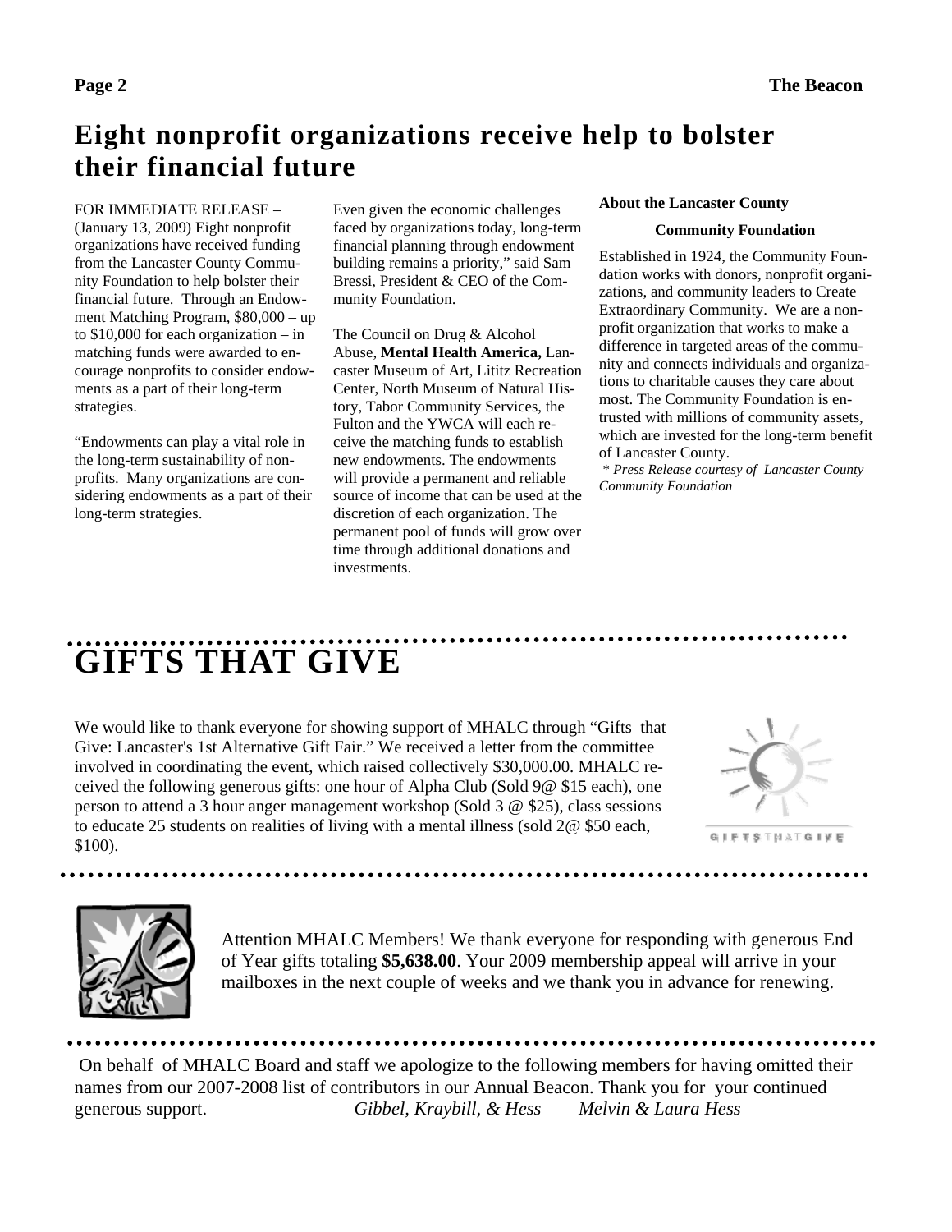# Eight nonprofit organizations receive help to bolster their financial future

FOR IMMEDIATE RELEASE – (January 13, 2009) Eight nonprofit organizations have received funding from the Lancaster County Community Foundation to help bolster their financial future. Through an Endowment Matching Program, $80,000 – up to $10,000 for each organization – in matching funds were awarded to encourage nonprofits to consider endowments as a part of their long-term strategies.

"Endowments can play a vital role in the long-term sustainability of nonprofits. Many organizations are considering endowments as a part of their long-term strategies. Even given the economic challenges faced by organizations today, long-term financial planning through endowment building remains a priority," said Sam Bressi, President & CEO of the Community Foundation.

The Council on Drug & Alcohol Abuse, **Mental Health America,** Lancaster Museum of Art, Lititz Recreation Center, North Museum of Natural History, Tabor Community Services, the Fulton and the YWCA will each receive the matching funds to establish new endowments. The endowments will provide a permanent and reliable source of income that can be used at the discretion of each organization. The permanent pool of funds will grow over time through additional donations and investments.

**About the Lancaster County Community Foundation**

Established in 1924, the Community Foundation works with donors, nonprofit organizations, and community leaders to Create Extraordinary Community. We are a nonprofit organization that works to make a difference in targeted areas of the community and connects individuals and organizations to charitable causes they care about most. The Community Foundation is entrusted with millions of community assets, which are invested for the long-term benefit of Lancaster County.

*\* Press Release courtesy of Lancaster County Community Foundation*

# GIFTS THAT GIVE

We would like to thank everyone for showing support of MHALC through "Gifts that Give: Lancaster's 1st Alternative Gift Fair." We received a letter from the committee involved in coordinating the event, which raised collectively $30,000.00. MHALC received the following generous gifts: one hour of Alpha Club (Sold 9@ $15 each), one person to attend a 3 hour anger management workshop (Sold 3 @ $25), class sessions to educate 25 students on realities of living with a mental illness (sold 2@ $50 each, $100).

GIFTS THAT GIVE

Attention MHALC Members! We thank everyone for responding with generous End of Year gifts totaling **$5,638.00**. Your 2009 membership appeal will arrive in your mailboxes in the next couple of weeks and we thank you in advance for renewing.

On behalf of MHALC Board and staff we apologize to the following members for having omitted their names from our 2007-2008 list of contributors in our Annual Beacon. Thank you for your continued generous support. *Gibbel, Kraybill, & Hess* *Melvin & Laura Hess*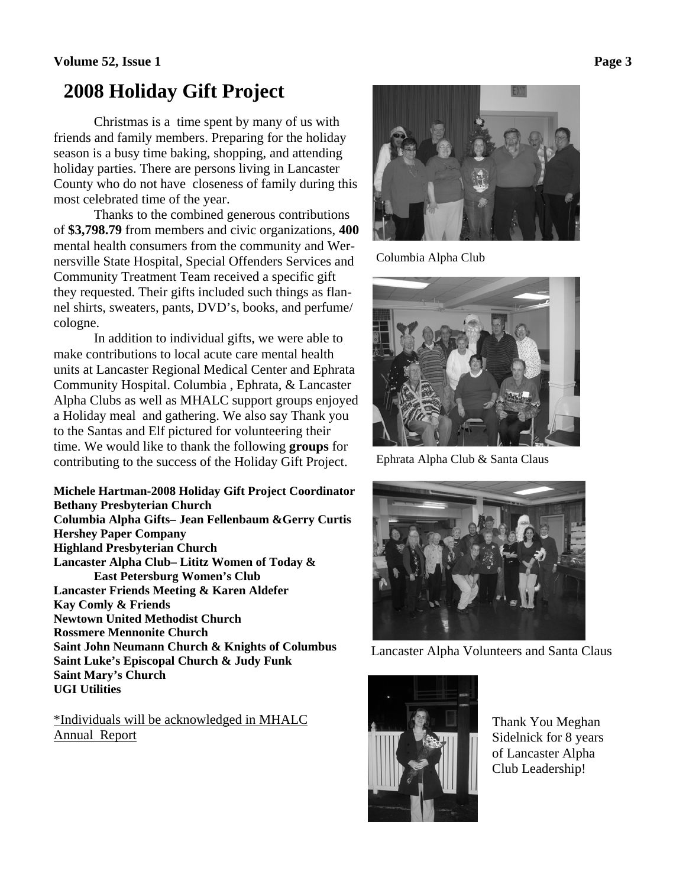# 2008 Holiday Gift Project

Christmas is a time spent by many of us with friends and family members. Preparing for the holiday season is a busy time baking, shopping, and attending holiday parties. There are persons living in Lancaster County who do not have closeness of family during this most celebrated time of the year.

Thanks to the combined generous contributions of **$3,798.79** from members and civic organizations, **400** mental health consumers from the community and Wernersville State Hospital, Special Offenders Services and Community Treatment Team received a specific gift they requested. Their gifts included such things as flannel shirts, sweaters, pants, DVD's, books, and perfume/ cologne.

In addition to individual gifts, we were able to make contributions to local acute care mental health units at Lancaster Regional Medical Center and Ephrata Community Hospital. Columbia , Ephrata, & Lancaster Alpha Clubs as well as MHALC support groups enjoyed a Holiday meal and gathering. We also say Thank you to the Santas and Elf pictured for volunteering their time. We would like to thank the following **groups** for contributing to the success of the Holiday Gift Project.

**Michele Hartman-2008 Holiday Gift Project Coordinator**
**Bethany Presbyterian Church**
**Columbia Alpha Gifts– Jean Fellenbaum &Gerry Curtis**
**Hershey Paper Company**
**Highland Presbyterian Church**
**Lancaster Alpha Club– Lititz Women of Today & East Petersburg Women's Club**
**Lancaster Friends Meeting & Karen Aldefer**
**Kay Comly & Friends**
**Newtown United Methodist Church**
**Rossmere Mennonite Church**
**Saint John Neumann Church & Knights of Columbus**
**Saint Luke's Episcopal Church & Judy Funk**
**Saint Mary's Church**
**UGI Utilities**

*Individuals will be acknowledged in MHALC Annual Report

Columbia Alpha Club

Ephrata Alpha Club & Santa Claus

Lancaster Alpha Volunteers and Santa Claus

Thank You Meghan Sidelnick for 8 years of Lancaster Alpha Club Leadership!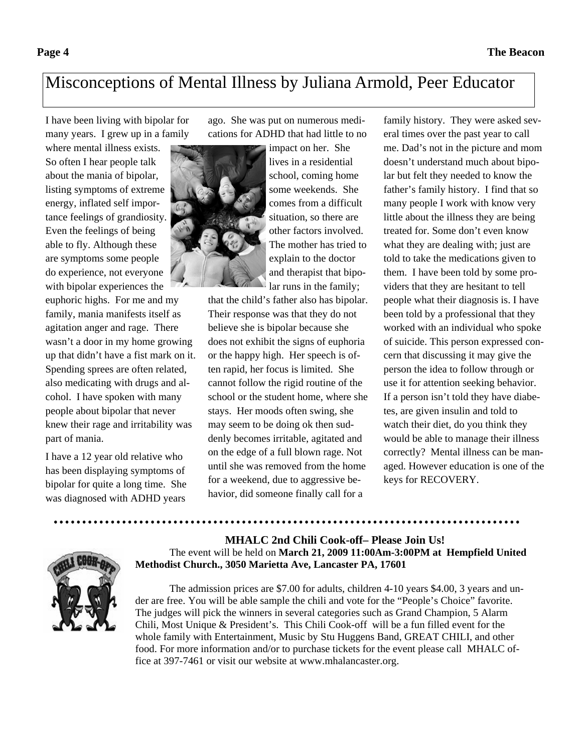# Misconceptions of Mental Illness by Juliana Armold, Peer Educator

I have been living with bipolar for many years. I grew up in a family where mental illness exists. So often I hear people talk about the mania of bipolar, listing symptoms of extreme energy, inflated self importance feelings of grandiosity. Even the feelings of being able to fly. Although these are symptoms some people do experience, not everyone with bipolar experiences the euphoric highs. For me and my family, mania manifests itself as agitation anger and rage. There wasn't a door in my home growing up that didn't have a fist mark on it. Spending sprees are often related, also medicating with drugs and alcohol. I have spoken with many people about bipolar that never knew their rage and irritability was part of mania.

I have a 12 year old relative who has been displaying symptoms of bipolar for quite a long time. She was diagnosed with ADHD years ago. She was put on numerous medications for ADHD that had little to no impact on her. She lives in a residential school, coming home some weekends. She comes from a difficult situation, so there are other factors involved. The mother has tried to explain to the doctor and therapist that bipolar runs in the family; that the child's father also has bipolar. Their response was that they do not believe she is bipolar because she does not exhibit the signs of euphoria or the happy high. Her speech is often rapid, her focus is limited. She cannot follow the rigid routine of the school or the student home, where she stays. Her moods often swing, she may seem to be doing ok then suddenly becomes irritable, agitated and on the edge of a full blown rage. Not until she was removed from the home for a weekend, due to aggressive behavior, did someone finally call for a family history. They were asked several times over the past year to call me. Dad's not in the picture and mom doesn't understand much about bipolar but felt they needed to know the father's family history. I find that so many people I work with know very little about the illness they are being treated for. Some don't even know what they are dealing with; just are told to take the medications given to them. I have been told by some providers that they are hesitant to tell people what their diagnosis is. I have been told by a professional that they worked with an individual who spoke of suicide. This person expressed concern that discussing it may give the person the idea to follow through or use it for attention seeking behavior. If a person isn't told they have diabetes, are given insulin and told to watch their diet, do you think they would be able to manage their illness correctly? Mental illness can be managed. However education is one of the keys for RECOVERY.

## MHALC 2nd Chili Cook-off– Please Join Us!

The event will be held on **March 21, 2009 11:00Am-3:00PM at Hempfield United Methodist Church., 3050 Marietta Ave, Lancaster PA, 17601**

The admission prices are $7.00 for adults, children 4-10 years $4.00, 3 years and under are free. You will be able sample the chili and vote for the "People's Choice" favorite. The judges will pick the winners in several categories such as Grand Champion, 5 Alarm Chili, Most Unique & President's. This Chili Cook-off will be a fun filled event for the whole family with Entertainment, Music by Stu Huggens Band, GREAT CHILI, and other food. For more information and/or to purchase tickets for the event please call MHALC office at 397-7461 or visit our website at www.mhalancaster.org.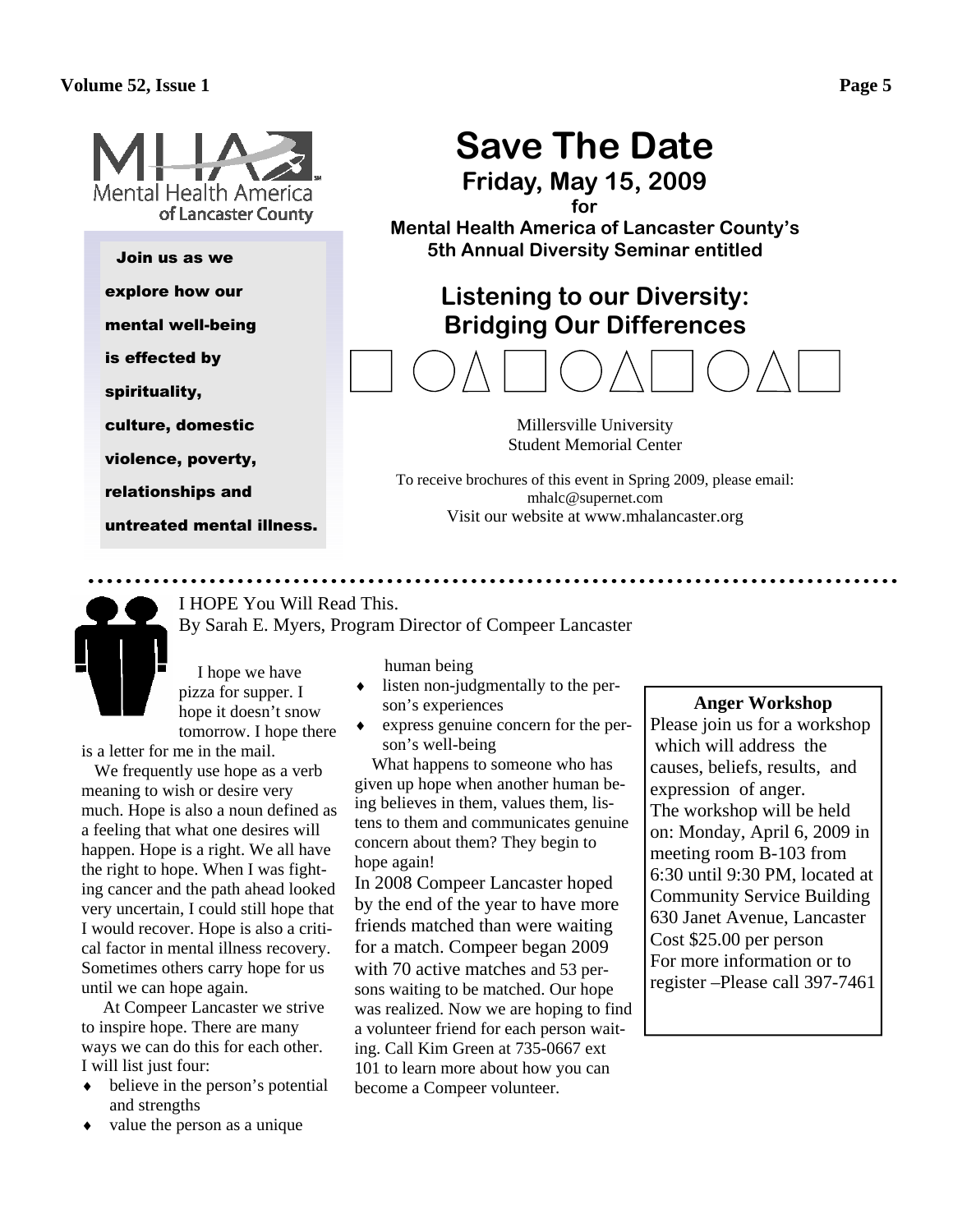MHA Mental Health America of Lancaster County

**Join us as we explore how our mental well-being is effected by spirituality, culture, domestic violence, poverty, relationships and untreated mental illness.**

# Save The Date

## Friday, May 15, 2009

**for**

**Mental Health America of Lancaster County's 5th Annual Diversity Seminar entitled**

## Listening to our Diversity: Bridging Our Differences

Millersville University
Student Memorial Center

To receive brochures of this event in Spring 2009, please email: mhalc@supernet.com
Visit our website at www.mhalancaster.org

---

## I HOPE You Will Read This.

By Sarah E. Myers, Program Director of Compeer Lancaster

I hope we have pizza for supper. I hope it doesn't snow tomorrow. I hope there is a letter for me in the mail.

We frequently use hope as a verb meaning to wish or desire very much. Hope is also a noun defined as a feeling that what one desires will happen. Hope is a right. We all have the right to hope. When I was fighting cancer and the path ahead looked very uncertain, I could still hope that I would recover. Hope is also a critical factor in mental illness recovery. Sometimes others carry hope for us until we can hope again.

At Compeer Lancaster we strive to inspire hope. There are many ways we can do this for each other. I will list just four:

- believe in the person's potential and strengths
- value the person as a unique human being
- listen non-judgmentally to the person's experiences
- express genuine concern for the person's well-being

What happens to someone who has given up hope when another human being believes in them, values them, listens to them and communicates genuine concern about them? They begin to hope again!

In 2008 Compeer Lancaster hoped by the end of the year to have more friends matched than were waiting for a match. Compeer began 2009 with 70 active matches and 53 persons waiting to be matched. Our hope was realized. Now we are hoping to find a volunteer friend for each person waiting. Call Kim Green at 735-0667 ext 101 to learn more about how you can become a Compeer volunteer.

**Anger Workshop**

Please join us for a workshop which will address the causes, beliefs, results, and expression of anger.
The workshop will be held on: Monday, April 6, 2009 in meeting room B-103 from 6:30 until 9:30 PM, located at Community Service Building 630 Janet Avenue, Lancaster
Cost $25.00 per person
For more information or to register –Please call 397-7461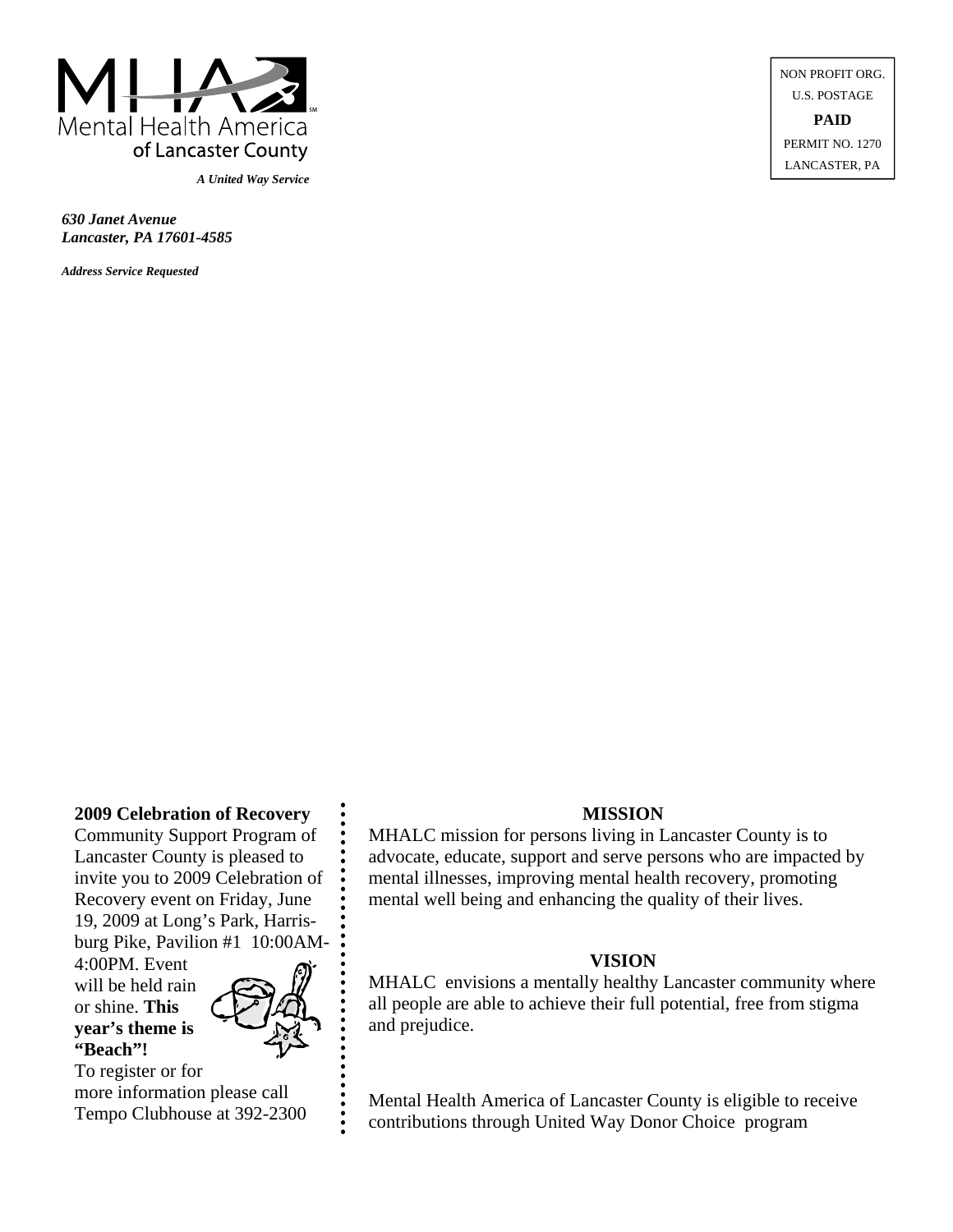Mental Health America of Lancaster County

*A United Way Service*

*630 Janet Avenue*
*Lancaster, PA 17601-4585*

***Address Service Requested***

NON PROFIT ORG.
U.S. POSTAGE
**PAID**
PERMIT NO. 1270
LANCASTER, PA

**2009 Celebration of Recovery**

Community Support Program of Lancaster County is pleased to invite you to 2009 Celebration of Recovery event on Friday, June 19, 2009 at Long's Park, Harrisburg Pike, Pavilion #1 10:00AM-4:00PM. Event will be held rain or shine. **This year's theme is "Beach"!**

To register or for more information please call Tempo Clubhouse at 392-2300

## MISSION

MHALC mission for persons living in Lancaster County is to advocate, educate, support and serve persons who are impacted by mental illnesses, improving mental health recovery, promoting mental well being and enhancing the quality of their lives.

## VISION

MHALC envisions a mentally healthy Lancaster community where all people are able to achieve their full potential, free from stigma and prejudice.

Mental Health America of Lancaster County is eligible to receive contributions through United Way Donor Choice program